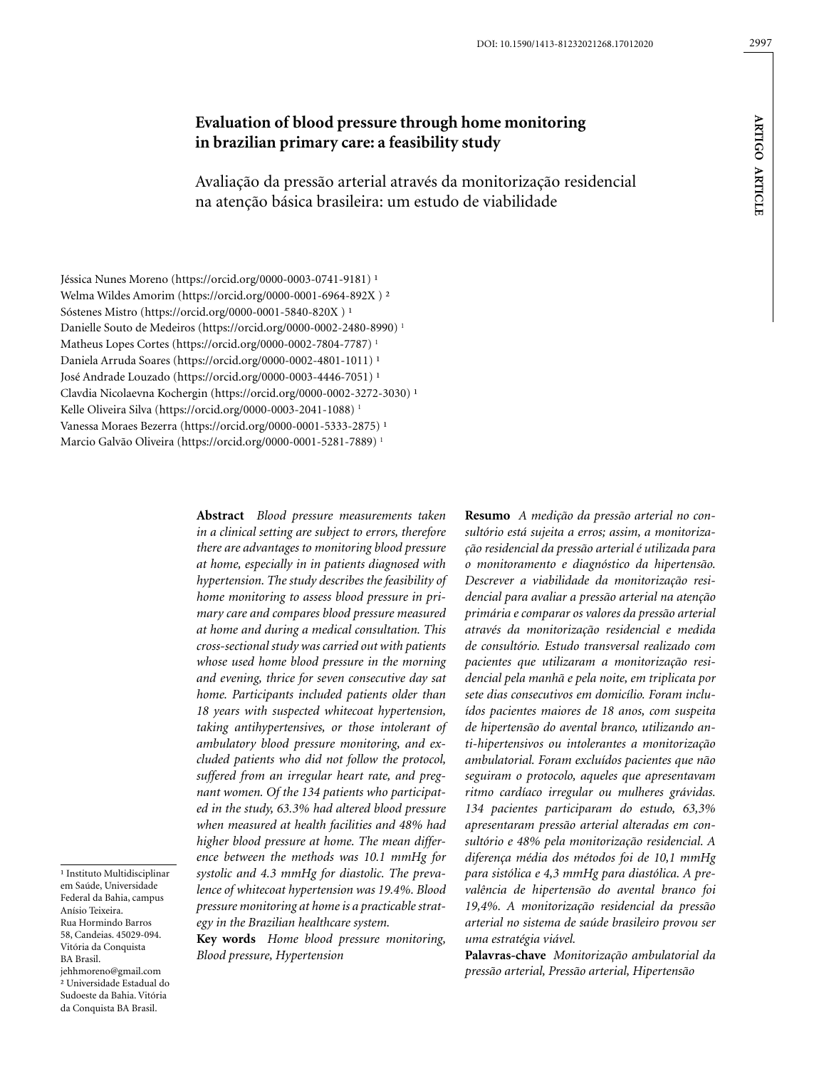# Evaluation of blood pressure through home monitoring in brazilian primary care: a feasibility study

## Avaliação da pressão arterial através da monitorização residencial na atenção básica brasileira: um estudo de viabilidade

Jéssica Nunes Moreno (https://orcid.org/0000-0003-0741-9181) [1]
Welma Wildes Amorim (https://orcid.org/0000-0001-6964-892X ) [2]
Sóstenes Mistro (https://orcid.org/0000-0001-5840-820X ) [1]
Danielle Souto de Medeiros (https://orcid.org/0000-0002-2480-8990) [1]
Matheus Lopes Cortes (https://orcid.org/0000-0002-7804-7787) [1]
Daniela Arruda Soares (https://orcid.org/0000-0002-4801-1011) [1]
José Andrade Louzado (https://orcid.org/0000-0003-4446-7051) [1]
Clavdia Nicolaevna Kochergin (https://orcid.org/0000-0002-3272-3030) [1]
Kelle Oliveira Silva (https://orcid.org/0000-0003-2041-1088) [1]
Vanessa Moraes Bezerra (https://orcid.org/0000-0001-5333-2875) [1]
Marcio Galvão Oliveira (https://orcid.org/0000-0001-5281-7889) [1]

**Abstract** *Blood pressure measurements taken in a clinical setting are subject to errors, therefore there are advantages to monitoring blood pressure at home, especially in in patients diagnosed with hypertension. The study describes the feasibility of home monitoring to assess blood pressure in primary care and compares blood pressure measured at home and during a medical consultation. This cross-sectional study was carried out with patients whose used home blood pressure in the morning and evening, thrice for seven consecutive day sat home. Participants included patients older than 18 years with suspected whitecoat hypertension, taking antihypertensives, or those intolerant of ambulatory blood pressure monitoring, and excluded patients who did not follow the protocol, suffered from an irregular heart rate, and pregnant women. Of the 134 patients who participated in the study, 63.3% had altered blood pressure when measured at health facilities and 48% had higher blood pressure at home. The mean difference between the methods was 10.1 mmHg for systolic and 4.3 mmHg for diastolic. The prevalence of whitecoat hypertension was 19.4%. Blood pressure monitoring at home is a practicable strategy in the Brazilian healthcare system.*

**Key words** *Home blood pressure monitoring, Blood pressure, Hypertension*

**Resumo** *A medição da pressão arterial no consultório está sujeita a erros; assim, a monitorização residencial da pressão arterial é utilizada para o monitoramento e diagnóstico da hipertensão. Descrever a viabilidade da monitorização residencial para avaliar a pressão arterial na atenção primária e comparar os valores da pressão arterial através da monitorização residencial e medida de consultório. Estudo transversal realizado com pacientes que utilizaram a monitorização residencial pela manhã e pela noite, em triplicata por sete dias consecutivos em domicílio. Foram incluídos pacientes maiores de 18 anos, com suspeita de hipertensão do avental branco, utilizando anti-hipertensivos ou intolerantes a monitorização ambulatorial. Foram excluídos pacientes que não seguiram o protocolo, aqueles que apresentavam ritmo cardíaco irregular ou mulheres grávidas. 134 pacientes participaram do estudo, 63,3% apresentaram pressão arterial alteradas em consultório e 48% pela monitorização residencial. A diferença média dos métodos foi de 10,1 mmHg para sistólica e 4,3 mmHg para diastólica. A prevalência de hipertensão do avental branco foi 19,4%. A monitorização residencial da pressão arterial no sistema de saúde brasileiro provou ser uma estratégia viável.*

**Palavras-chave** *Monitorização ambulatorial da pressão arterial, Pressão arterial, Hipertensão*

[1] Instituto Multidisciplinar em Saúde, Universidade Federal da Bahia, campus Anísio Teixeira. Rua Hormindo Barros 58, Candeias. 45029-094. Vitória da Conquista BA Brasil. jehhmoreno@gmail.com
[2] Universidade Estadual do Sudoeste da Bahia. Vitória da Conquista BA Brasil.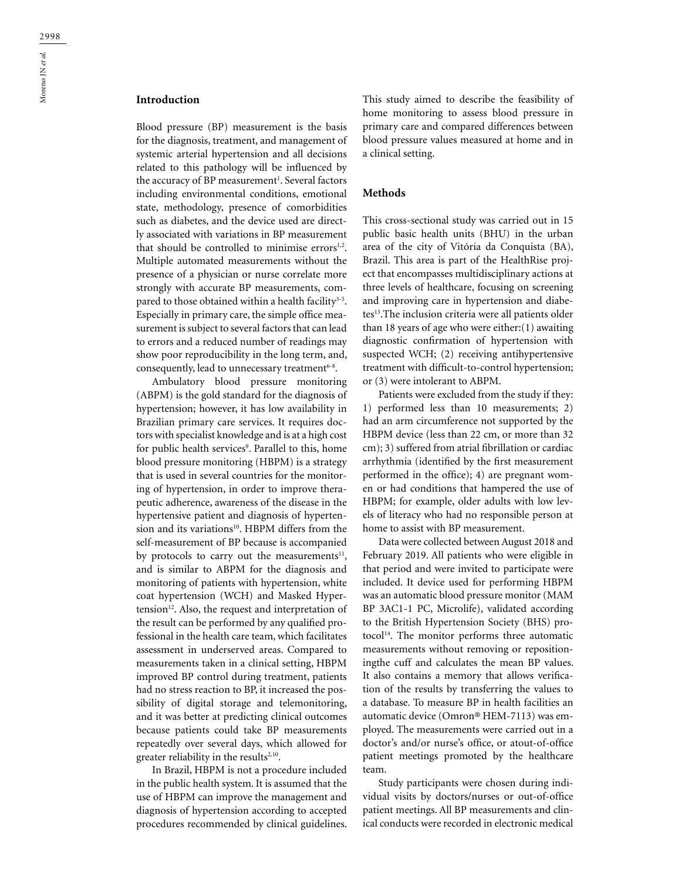## Introduction

Blood pressure (BP) measurement is the basis for the diagnosis, treatment, and management of systemic arterial hypertension and all decisions related to this pathology will be influenced by the accuracy of BP measurement[1]. Several factors including environmental conditions, emotional state, methodology, presence of comorbidities such as diabetes, and the device used are directly associated with variations in BP measurement that should be controlled to minimise errors[1,2]. Multiple automated measurements without the presence of a physician or nurse correlate more strongly with accurate BP measurements, compared to those obtained within a health facility[3-5]. Especially in primary care, the simple office measurement is subject to several factors that can lead to errors and a reduced number of readings may show poor reproducibility in the long term, and, consequently, lead to unnecessary treatment[6-8].

Ambulatory blood pressure monitoring (ABPM) is the gold standard for the diagnosis of hypertension; however, it has low availability in Brazilian primary care services. It requires doctors with specialist knowledge and is at a high cost for public health services[9]. Parallel to this, home blood pressure monitoring (HBPM) is a strategy that is used in several countries for the monitoring of hypertension, in order to improve therapeutic adherence, awareness of the disease in the hypertensive patient and diagnosis of hypertension and its variations[10]. HBPM differs from the self-measurement of BP because is accompanied by protocols to carry out the measurements[11], and is similar to ABPM for the diagnosis and monitoring of patients with hypertension, white coat hypertension (WCH) and Masked Hypertension[12]. Also, the request and interpretation of the result can be performed by any qualified professional in the health care team, which facilitates assessment in underserved areas. Compared to measurements taken in a clinical setting, HBPM improved BP control during treatment, patients had no stress reaction to BP, it increased the possibility of digital storage and telemonitoring, and it was better at predicting clinical outcomes because patients could take BP measurements repeatedly over several days, which allowed for greater reliability in the results[2,10].

In Brazil, HBPM is not a procedure included in the public health system. It is assumed that the use of HBPM can improve the management and diagnosis of hypertension according to accepted procedures recommended by clinical guidelines. This study aimed to describe the feasibility of home monitoring to assess blood pressure in primary care and compared differences between blood pressure values measured at home and in a clinical setting.

## Methods

This cross-sectional study was carried out in 15 public basic health units (BHU) in the urban area of the city of Vitória da Conquista (BA), Brazil. This area is part of the HealthRise project that encompasses multidisciplinary actions at three levels of healthcare, focusing on screening and improving care in hypertension and diabetes[13]. The inclusion criteria were all patients older than 18 years of age who were either:(1) awaiting diagnostic confirmation of hypertension with suspected WCH; (2) receiving antihypertensive treatment with difficult-to-control hypertension; or (3) were intolerant to ABPM.

Patients were excluded from the study if they: 1) performed less than 10 measurements; 2) had an arm circumference not supported by the HBPM device (less than 22 cm, or more than 32 cm); 3) suffered from atrial fibrillation or cardiac arrhythmia (identified by the first measurement performed in the office); 4) are pregnant women or had conditions that hampered the use of HBPM; for example, older adults with low levels of literacy who had no responsible person at home to assist with BP measurement.

Data were collected between August 2018 and February 2019. All patients who were eligible in that period and were invited to participate were included. It device used for performing HBPM was an automatic blood pressure monitor (MAM BP 3AC1-1 PC, Microlife), validated according to the British Hypertension Society (BHS) protocol[14]. The monitor performs three automatic measurements without removing or repositioningthe cuff and calculates the mean BP values. It also contains a memory that allows verification of the results by transferring the values to a database. To measure BP in health facilities an automatic device (Omron® HEM-7113) was employed. The measurements were carried out in a doctor's and/or nurse's office, or atout-of-office patient meetings promoted by the healthcare team.

Study participants were chosen during individual visits by doctors/nurses or out-of-office patient meetings. All BP measurements and clinical conducts were recorded in electronic medical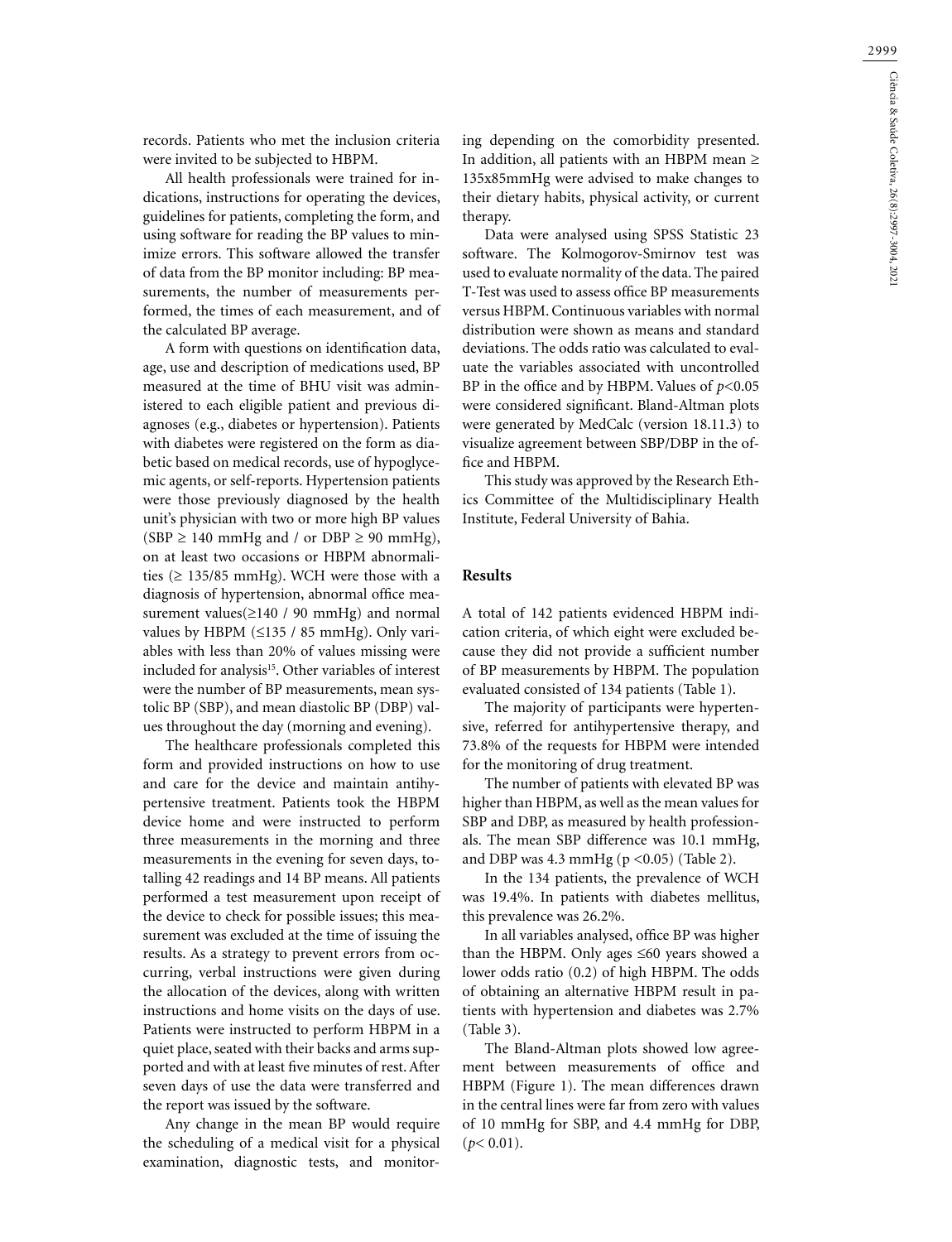records. Patients who met the inclusion criteria were invited to be subjected to HBPM.

All health professionals were trained for indications, instructions for operating the devices, guidelines for patients, completing the form, and using software for reading the BP values to minimize errors. This software allowed the transfer of data from the BP monitor including: BP measurements, the number of measurements performed, the times of each measurement, and of the calculated BP average.

A form with questions on identification data, age, use and description of medications used, BP measured at the time of BHU visit was administered to each eligible patient and previous diagnoses (e.g., diabetes or hypertension). Patients with diabetes were registered on the form as diabetic based on medical records, use of hypoglycemic agents, or self-reports. Hypertension patients were those previously diagnosed by the health unit's physician with two or more high BP values (SBP ≥ 140 mmHg and / or DBP ≥ 90 mmHg), on at least two occasions or HBPM abnormalities (≥ 135/85 mmHg). WCH were those with a diagnosis of hypertension, abnormal office measurement values(≥140 / 90 mmHg) and normal values by HBPM (≤135 / 85 mmHg). Only variables with less than 20% of values missing were included for analysis[15]. Other variables of interest were the number of BP measurements, mean systolic BP (SBP), and mean diastolic BP (DBP) values throughout the day (morning and evening).

The healthcare professionals completed this form and provided instructions on how to use and care for the device and maintain antihypertensive treatment. Patients took the HBPM device home and were instructed to perform three measurements in the morning and three measurements in the evening for seven days, totalling 42 readings and 14 BP means. All patients performed a test measurement upon receipt of the device to check for possible issues; this measurement was excluded at the time of issuing the results. As a strategy to prevent errors from occurring, verbal instructions were given during the allocation of the devices, along with written instructions and home visits on the days of use. Patients were instructed to perform HBPM in a quiet place, seated with their backs and arms supported and with at least five minutes of rest. After seven days of use the data were transferred and the report was issued by the software.

Any change in the mean BP would require the scheduling of a medical visit for a physical examination, diagnostic tests, and monitoring depending on the comorbidity presented. In addition, all patients with an HBPM mean ≥ 135x85mmHg were advised to make changes to their dietary habits, physical activity, or current therapy.

Data were analysed using SPSS Statistic 23 software. The Kolmogorov-Smirnov test was used to evaluate normality of the data. The paired T-Test was used to assess office BP measurements versus HBPM. Continuous variables with normal distribution were shown as means and standard deviations. The odds ratio was calculated to evaluate the variables associated with uncontrolled BP in the office and by HBPM. Values of $p<0.05$ were considered significant. Bland-Altman plots were generated by MedCalc (version 18.11.3) to visualize agreement between SBP/DBP in the office and HBPM.

This study was approved by the Research Ethics Committee of the Multidisciplinary Health Institute, Federal University of Bahia.

## Results

A total of 142 patients evidenced HBPM indication criteria, of which eight were excluded because they did not provide a sufficient number of BP measurements by HBPM. The population evaluated consisted of 134 patients (Table 1).

The majority of participants were hypertensive, referred for antihypertensive therapy, and 73.8% of the requests for HBPM were intended for the monitoring of drug treatment.

The number of patients with elevated BP was higher than HBPM, as well as the mean values for SBP and DBP, as measured by health professionals. The mean SBP difference was 10.1 mmHg, and DBP was 4.3 mmHg ($p<0.05$) (Table 2).

In the 134 patients, the prevalence of WCH was 19.4%. In patients with diabetes mellitus, this prevalence was 26.2%.

In all variables analysed, office BP was higher than the HBPM. Only ages ≤60 years showed a lower odds ratio (0.2) of high HBPM. The odds of obtaining an alternative HBPM result in patients with hypertension and diabetes was 2.7% (Table 3).

The Bland-Altman plots showed low agreement between measurements of office and HBPM (Figure 1). The mean differences drawn in the central lines were far from zero with values of 10 mmHg for SBP, and 4.4 mmHg for DBP, ($p<0.01$).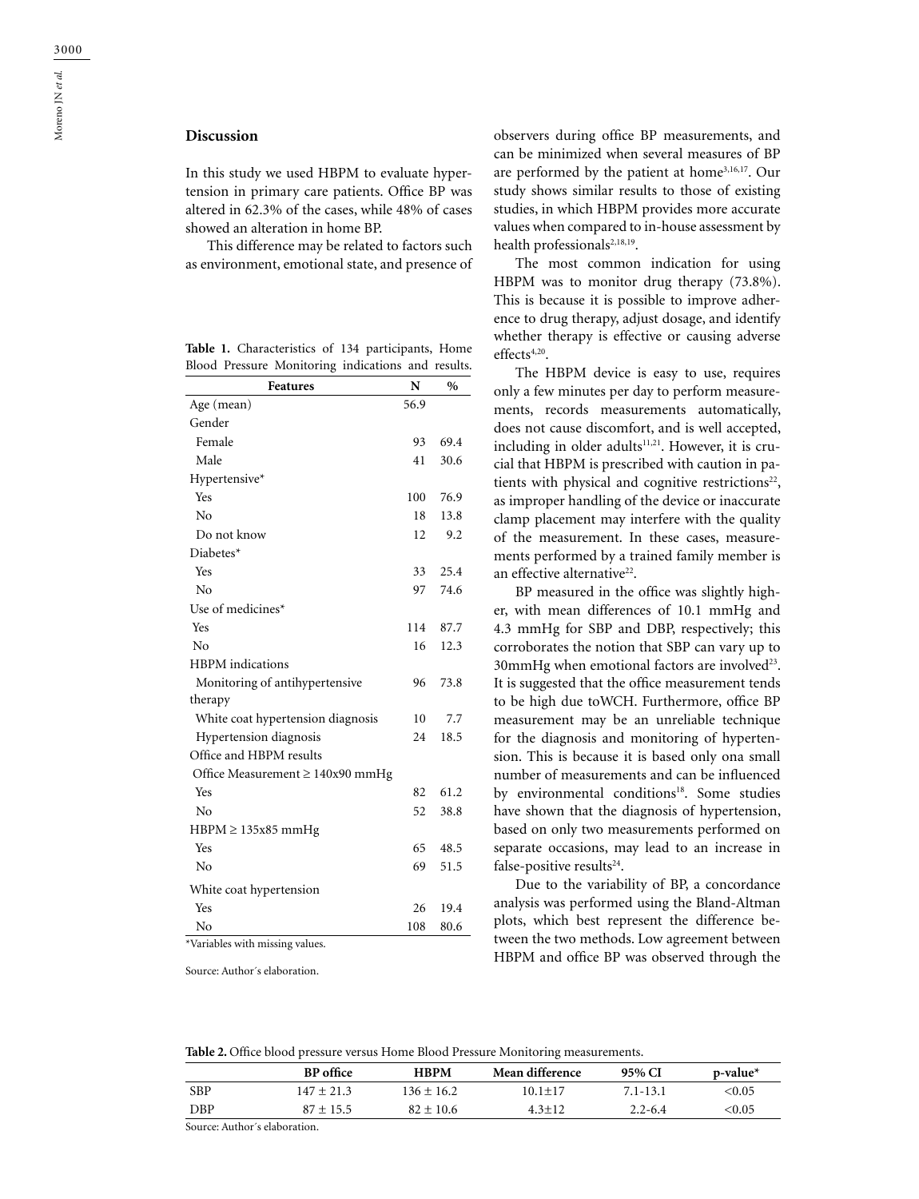## Discussion

In this study we used HBPM to evaluate hypertension in primary care patients. Office BP was altered in 62.3% of the cases, while 48% of cases showed an alteration in home BP.

This difference may be related to factors such as environment, emotional state, and presence of observers during office BP measurements, and can be minimized when several measures of BP are performed by the patient at home[3,16,17]. Our study shows similar results to those of existing studies, in which HBPM provides more accurate values when compared to in-house assessment by health professionals[2,18,19].

The most common indication for using HBPM was to monitor drug therapy (73.8%). This is because it is possible to improve adherence to drug therapy, adjust dosage, and identify whether therapy is effective or causing adverse effects[4,20].

The HBPM device is easy to use, requires only a few minutes per day to perform measurements, records measurements automatically, does not cause discomfort, and is well accepted, including in older adults[11,21]. However, it is crucial that HBPM is prescribed with caution in patients with physical and cognitive restrictions[22], as improper handling of the device or inaccurate clamp placement may interfere with the quality of the measurement. In these cases, measurements performed by a trained family member is an effective alternative[22].

BP measured in the office was slightly higher, with mean differences of 10.1 mmHg and 4.3 mmHg for SBP and DBP, respectively; this corroborates the notion that SBP can vary up to 30mmHg when emotional factors are involved[23]. It is suggested that the office measurement tends to be high due toWCH. Furthermore, office BP measurement may be an unreliable technique for the diagnosis and monitoring of hypertension. This is because it is based only ona small number of measurements and can be influenced by environmental conditions[18]. Some studies have shown that the diagnosis of hypertension, based on only two measurements performed on separate occasions, may lead to an increase in false-positive results[24].

Due to the variability of BP, a concordance analysis was performed using the Bland-Altman plots, which best represent the difference between the two methods. Low agreement between HBPM and office BP was observed through the

**Table 1.** Characteristics of 134 participants, Home Blood Pressure Monitoring indications and results.

| Features | N | % |
|---|---|---|
| Age (mean) | 56.9 | |
| Gender | | |
| Female | 93 | 69.4 |
| Male | 41 | 30.6 |
| Hypertensive* | | |
| Yes | 100 | 76.9 |
| No | 18 | 13.8 |
| Do not know | 12 | 9.2 |
| Diabetes* | | |
| Yes | 33 | 25.4 |
| No | 97 | 74.6 |
| Use of medicines* | | |
| Yes | 114 | 87.7 |
| No | 16 | 12.3 |
| HBPM indications | | |
| Monitoring of antihypertensive therapy | 96 | 73.8 |
| White coat hypertension diagnosis | 10 | 7.7 |
| Hypertension diagnosis | 24 | 18.5 |
| Office and HBPM results | | |
| Office Measurement ≥ 140x90 mmHg | | |
| Yes | 82 | 61.2 |
| No | 52 | 38.8 |
| HBPM ≥ 135x85 mmHg | | |
| Yes | 65 | 48.5 |
| No | 69 | 51.5 |
| White coat hypertension | | |
| Yes | 26 | 19.4 |
| No | 108 | 80.6 |

*Variables with missing values.

Source: Author´s elaboration.

**Table 2.** Office blood pressure versus Home Blood Pressure Monitoring measurements.

| | BP office | HBPM | Mean difference | 95% CI | p-value* |
|---|---|---|---|---|---|
| SBP | 147 ± 21.3 | 136 ± 16.2 | 10.1±17 | 7.1-13.1 | <0.05 |
| DBP | 87 ± 15.5 | 82 ± 10.6 | 4.3±12 | 2.2-6.4 | <0.05 |

Source: Author´s elaboration.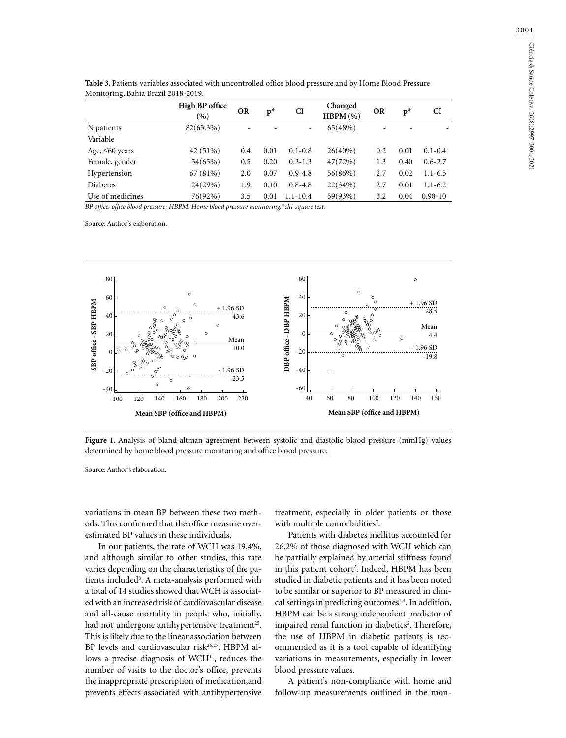**Table 3.** Patients variables associated with uncontrolled office blood pressure and by Home Blood Pressure Monitoring, Bahia Brazil 2018-2019.

| | High BP office (%) | OR | p* | CI | Changed HBPM (%) | OR | p* | CI |
|---|---|---|---|---|---|---|---|---|
| N patients | 82(63.3%) | - | - | - | 65(48%) | - | - | - |
| Variable | | | | | | | | |
| Age, ≤60 years | 42 (51%) | 0.4 | 0.01 | 0.1-0.8 | 26(40%) | 0.2 | 0.01 | 0.1-0.4 |
| Female, gender | 54(65%) | 0.5 | 0.20 | 0.2-1.3 | 47(72%) | 1.3 | 0.40 | 0.6-2.7 |
| Hypertension | 67 (81%) | 2.0 | 0.07 | 0.9-4.8 | 56(86%) | 2.7 | 0.02 | 1.1-6.5 |
| Diabetes | 24(29%) | 1.9 | 0.10 | 0.8-4.8 | 22(34%) | 2.7 | 0.01 | 1.1-6.2 |
| Use of medicines | 76(92%) | 3.5 | 0.01 | 1.1-10.4 | 59(93%) | 3.2 | 0.04 | 0.98-10 |

*BP office: office blood pressure; HBPM: Home blood pressure monitoring.*chi-square test.*

Source: Author´s elaboration.

**Figure 1.** Analysis of bland-altman agreement between systolic and diastolic blood pressure (mmHg) values determined by home blood pressure monitoring and office blood pressure.

Source: Author's elaboration.

variations in mean BP between these two methods. This confirmed that the office measure overestimated BP values in these individuals.

In our patients, the rate of WCH was 19.4%, and although similar to other studies, this rate varies depending on the characteristics of the patients included[8]. A meta-analysis performed with a total of 14 studies showed that WCH is associated with an increased risk of cardiovascular disease and all-cause mortality in people who, initially, had not undergone antihypertensive treatment[25]. This is likely due to the linear association between BP levels and cardiovascular risk[26,27]. HBPM allows a precise diagnosis of WCH[11], reduces the number of visits to the doctor's office, prevents the inappropriate prescription of medication,and prevents effects associated with antihypertensive treatment, especially in older patients or those with multiple comorbidities[7].

Patients with diabetes mellitus accounted for 26.2% of those diagnosed with WCH which can be partially explained by arterial stiffness found in this patient cohort[2]. Indeed, HBPM has been studied in diabetic patients and it has been noted to be similar or superior to BP measured in clinical settings in predicting outcomes[2,4]. In addition, HBPM can be a strong independent predictor of impaired renal function in diabetics[2]. Therefore, the use of HBPM in diabetic patients is recommended as it is a tool capable of identifying variations in measurements, especially in lower blood pressure values.

A patient's non-compliance with home and follow-up measurements outlined in the mon-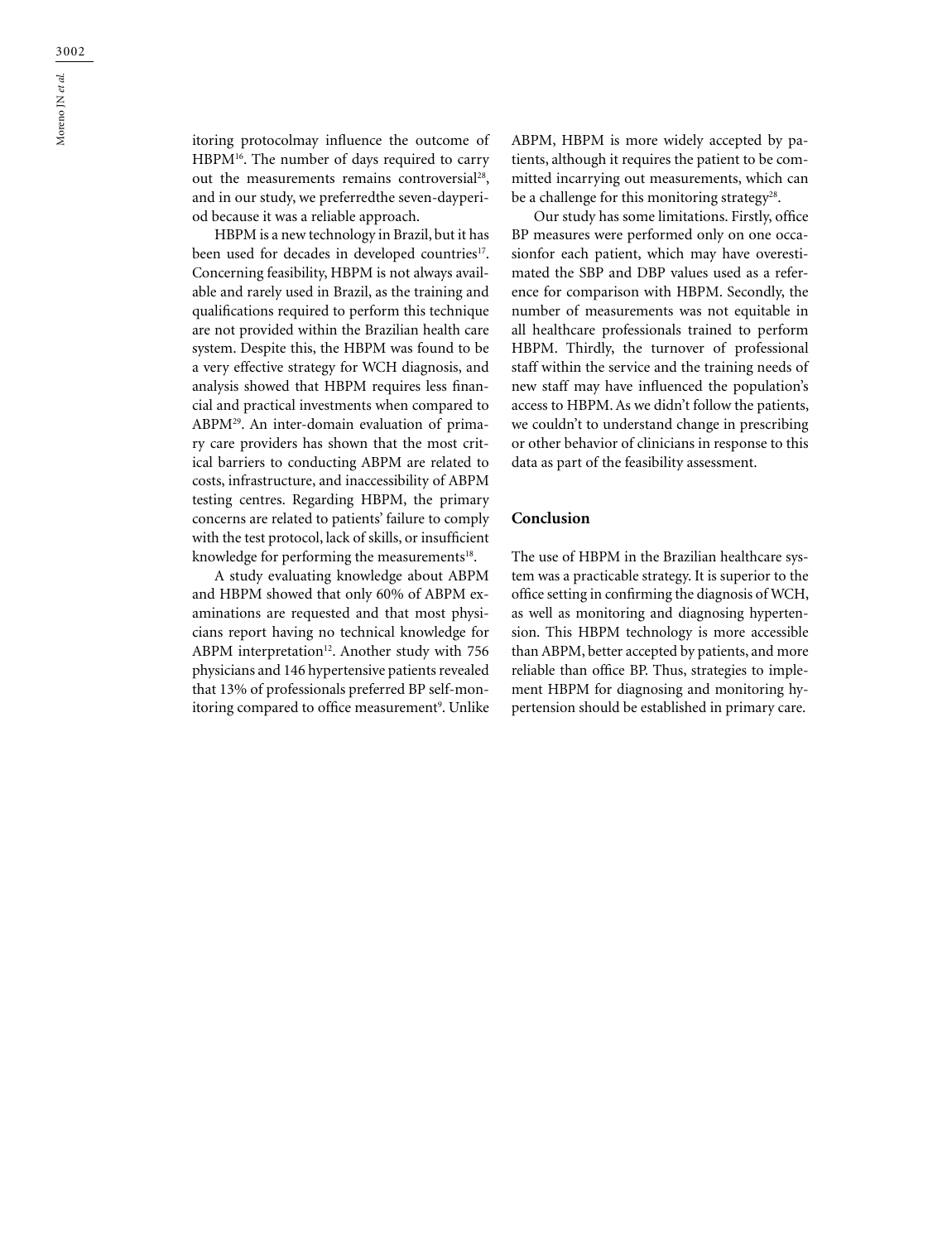itoring protocolmay influence the outcome of HBPM[16]. The number of days required to carry out the measurements remains controversial[28], and in our study, we preferredthe seven-dayperiod because it was a reliable approach.

HBPM is a new technology in Brazil, but it has been used for decades in developed countries[17]. Concerning feasibility, HBPM is not always available and rarely used in Brazil, as the training and qualifications required to perform this technique are not provided within the Brazilian health care system. Despite this, the HBPM was found to be a very effective strategy for WCH diagnosis, and analysis showed that HBPM requires less financial and practical investments when compared to ABPM[29]. An inter-domain evaluation of primary care providers has shown that the most critical barriers to conducting ABPM are related to costs, infrastructure, and inaccessibility of ABPM testing centres. Regarding HBPM, the primary concerns are related to patients' failure to comply with the test protocol, lack of skills, or insufficient knowledge for performing the measurements[18].

A study evaluating knowledge about ABPM and HBPM showed that only 60% of ABPM examinations are requested and that most physicians report having no technical knowledge for ABPM interpretation[12]. Another study with 756 physicians and 146 hypertensive patients revealed that 13% of professionals preferred BP self-monitoring compared to office measurement[9]. Unlike ABPM, HBPM is more widely accepted by patients, although it requires the patient to be committed incarrying out measurements, which can be a challenge for this monitoring strategy[28].

Our study has some limitations. Firstly, office BP measures were performed only on one occasionfor each patient, which may have overestimated the SBP and DBP values used as a reference for comparison with HBPM. Secondly, the number of measurements was not equitable in all healthcare professionals trained to perform HBPM. Thirdly, the turnover of professional staff within the service and the training needs of new staff may have influenced the population's access to HBPM. As we didn't follow the patients, we couldn't to understand change in prescribing or other behavior of clinicians in response to this data as part of the feasibility assessment.

## Conclusion

The use of HBPM in the Brazilian healthcare system was a practicable strategy. It is superior to the office setting in confirming the diagnosis of WCH, as well as monitoring and diagnosing hypertension. This HBPM technology is more accessible than ABPM, better accepted by patients, and more reliable than office BP. Thus, strategies to implement HBPM for diagnosing and monitoring hypertension should be established in primary care.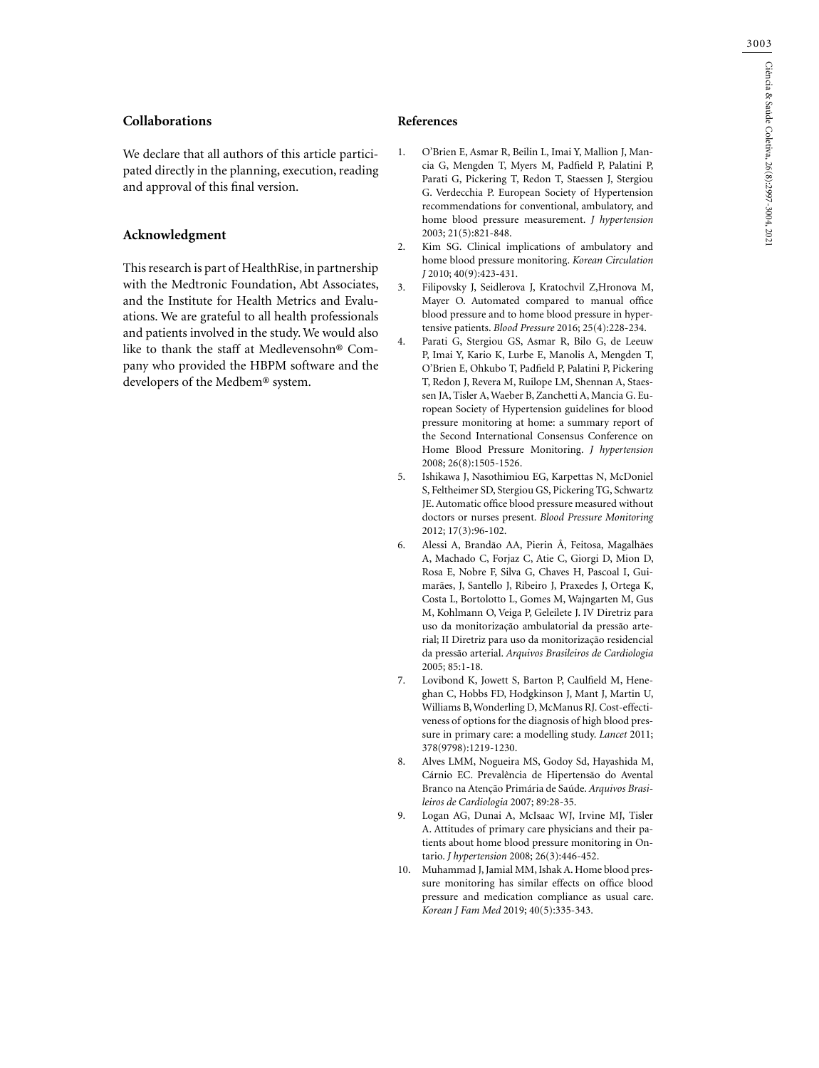## Collaborations

We declare that all authors of this article participated directly in the planning, execution, reading and approval of this final version.

## Acknowledgment

This research is part of HealthRise, in partnership with the Medtronic Foundation, Abt Associates, and the Institute for Health Metrics and Evaluations. We are grateful to all health professionals and patients involved in the study. We would also like to thank the staff at Medlevensohn® Company who provided the HBPM software and the developers of the Medbem® system.

## References

1. O'Brien E, Asmar R, Beilin L, Imai Y, Mallion J, Mancia G, Mengden T, Myers M, Padfield P, Palatini P, Parati G, Pickering T, Redon T, Staessen J, Stergiou G. Verdecchia P. European Society of Hypertension recommendations for conventional, ambulatory, and home blood pressure measurement. *J hypertension* 2003; 21(5):821-848.
2. Kim SG. Clinical implications of ambulatory and home blood pressure monitoring. *Korean Circulation J* 2010; 40(9):423-431.
3. Filipovsky J, Seidlerova J, Kratochvil Z,Hronova M, Mayer O. Automated compared to manual office blood pressure and to home blood pressure in hypertensive patients. *Blood Pressure* 2016; 25(4):228-234.
4. Parati G, Stergiou GS, Asmar R, Bilo G, de Leeuw P, Imai Y, Kario K, Lurbe E, Manolis A, Mengden T, O'Brien E, Ohkubo T, Padfield P, Palatini P, Pickering T, Redon J, Revera M, Ruilope LM, Shennan A, Staessen JA, Tisler A, Waeber B, Zanchetti A, Mancia G. European Society of Hypertension guidelines for blood pressure monitoring at home: a summary report of the Second International Consensus Conference on Home Blood Pressure Monitoring. *J hypertension* 2008; 26(8):1505-1526.
5. Ishikawa J, Nasothimiou EG, Karpettas N, McDoniel S, Feltheimer SD, Stergiou GS, Pickering TG, Schwartz JE. Automatic office blood pressure measured without doctors or nurses present. *Blood Pressure Monitoring* 2012; 17(3):96-102.
6. Alessi A, Brandão AA, Pierin Â, Feitosa, Magalhães A, Machado C, Forjaz C, Atie C, Giorgi D, Mion D, Rosa E, Nobre F, Silva G, Chaves H, Pascoal I, Guimarães, J, Santello J, Ribeiro J, Praxedes J, Ortega K, Costa L, Bortolotto L, Gomes M, Wajngarten M, Gus M, Kohlmann O, Veiga P, Geleilete J. IV Diretriz para uso da monitorização ambulatorial da pressão arterial; II Diretriz para uso da monitorização residencial da pressão arterial. *Arquivos Brasileiros de Cardiologia* 2005; 85:1-18.
7. Lovibond K, Jowett S, Barton P, Caulfield M, Heneghan C, Hobbs FD, Hodgkinson J, Mant J, Martin U, Williams B, Wonderling D, McManus RJ. Cost-effectiveness of options for the diagnosis of high blood pressure in primary care: a modelling study. *Lancet* 2011; 378(9798):1219-1230.
8. Alves LMM, Nogueira MS, Godoy Sd, Hayashida M, Cárnio EC. Prevalência de Hipertensão do Avental Branco na Atenção Primária de Saúde. *Arquivos Brasileiros de Cardiologia* 2007; 89:28-35.
9. Logan AG, Dunai A, McIsaac WJ, Irvine MJ, Tisler A. Attitudes of primary care physicians and their patients about home blood pressure monitoring in Ontario. *J hypertension* 2008; 26(3):446-452.
10. Muhammad J, Jamial MM, Ishak A. Home blood pressure monitoring has similar effects on office blood pressure and medication compliance as usual care. *Korean J Fam Med* 2019; 40(5):335-343.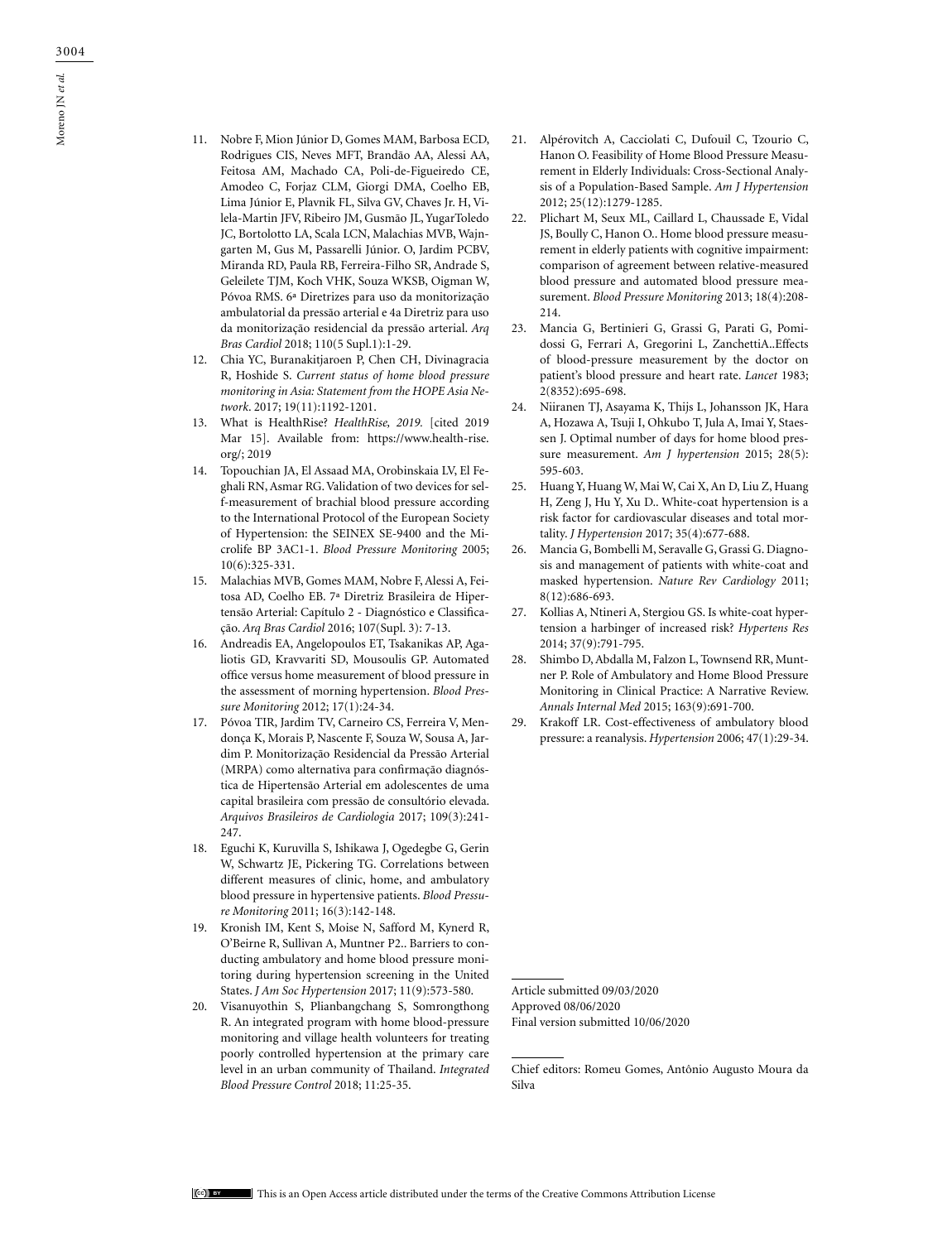11. Nobre F, Mion Júnior D, Gomes MAM, Barbosa ECD, Rodrigues CIS, Neves MFT, Brandão AA, Alessi AA, Feitosa AM, Machado CA, Poli-de-Figueiredo CE, Amodeo C, Forjaz CLM, Giorgi DMA, Coelho EB, Lima Júnior E, Plavnik FL, Silva GV, Chaves Jr. H, Vilela-Martin JFV, Ribeiro JM, Gusmão JL, YugarToledo JC, Bortolotto LA, Scala LCN, Malachias MVB, Wajngarten M, Gus M, Passarelli Júnior. O, Jardim PCBV, Miranda RD, Paula RB, Ferreira-Filho SR, Andrade S, Geleilete TJM, Koch VHK, Souza WKSB, Oigman W, Póvoa RMS. 6ª Diretrizes para uso da monitorização ambulatorial da pressão arterial e 4a Diretriz para uso da monitorização residencial da pressão arterial. *Arq Bras Cardiol* 2018; 110(5 Supl.1):1-29.
12. Chia YC, Buranakitjaroen P, Chen CH, Divinagracia R, Hoshide S. *Current status of home blood pressure monitoring in Asia: Statement from the HOPE Asia Network*. 2017; 19(11):1192-1201.
13. What is HealthRise? *HealthRise, 2019.* [cited 2019 Mar 15]. Available from: https://www.health-rise.org/; 2019
14. Topouchian JA, El Assaad MA, Orobinskaia LV, El Feghali RN, Asmar RG. Validation of two devices for self-measurement of brachial blood pressure according to the International Protocol of the European Society of Hypertension: the SEINEX SE-9400 and the Microlife BP 3AC1-1. *Blood Pressure Monitoring* 2005; 10(6):325-331.
15. Malachias MVB, Gomes MAM, Nobre F, Alessi A, Feitosa AD, Coelho EB. 7ª Diretriz Brasileira de Hipertensão Arterial: Capítulo 2 - Diagnóstico e Classificação. *Arq Bras Cardiol* 2016; 107(Supl. 3): 7-13.
16. Andreadis EA, Angelopoulos ET, Tsakanikas AP, Agaliotis GD, Kravvariti SD, Mousoulis GP. Automated office versus home measurement of blood pressure in the assessment of morning hypertension. *Blood Pressure Monitoring* 2012; 17(1):24-34.
17. Póvoa TIR, Jardim TV, Carneiro CS, Ferreira V, Mendonça K, Morais P, Nascente F, Souza W, Sousa A, Jardim P. Monitorização Residencial da Pressão Arterial (MRPA) como alternativa para confirmação diagnóstica de Hipertensão Arterial em adolescentes de uma capital brasileira com pressão de consultório elevada. *Arquivos Brasileiros de Cardiologia* 2017; 109(3):241-247.
18. Eguchi K, Kuruvilla S, Ishikawa J, Ogedegbe G, Gerin W, Schwartz JE, Pickering TG. Correlations between different measures of clinic, home, and ambulatory blood pressure in hypertensive patients. *Blood Pressure Monitoring* 2011; 16(3):142-148.
19. Kronish IM, Kent S, Moise N, Safford M, Kynerd R, O'Beirne R, Sullivan A, Muntner P2.. Barriers to conducting ambulatory and home blood pressure monitoring during hypertension screening in the United States. *J Am Soc Hypertension* 2017; 11(9):573-580.
20. Visanuyothin S, Plianbangchang S, Somrongthong R. An integrated program with home blood-pressure monitoring and village health volunteers for treating poorly controlled hypertension at the primary care level in an urban community of Thailand. *Integrated Blood Pressure Control* 2018; 11:25-35.
21. Alpérovitch A, Cacciolati C, Dufouil C, Tzourio C, Hanon O. Feasibility of Home Blood Pressure Measurement in Elderly Individuals: Cross-Sectional Analysis of a Population-Based Sample. *Am J Hypertension* 2012; 25(12):1279-1285.
22. Plichart M, Seux ML, Caillard L, Chaussade E, Vidal JS, Boully C, Hanon O.. Home blood pressure measurement in elderly patients with cognitive impairment: comparison of agreement between relative-measured blood pressure and automated blood pressure measurement. *Blood Pressure Monitoring* 2013; 18(4):208-214.
23. Mancia G, Bertinieri G, Grassi G, Parati G, Pomidossi G, Ferrari A, Gregorini L, ZanchettiA..Effects of blood-pressure measurement by the doctor on patient's blood pressure and heart rate. *Lancet* 1983; 2(8352):695-698.
24. Niiranen TJ, Asayama K, Thijs L, Johansson JK, Hara A, Hozawa A, Tsuji I, Ohkubo T, Jula A, Imai Y, Staessen J. Optimal number of days for home blood pressure measurement. *Am J hypertension* 2015; 28(5): 595-603.
25. Huang Y, Huang W, Mai W, Cai X, An D, Liu Z, Huang H, Zeng J, Hu Y, Xu D.. White-coat hypertension is a risk factor for cardiovascular diseases and total mortality. *J Hypertension* 2017; 35(4):677-688.
26. Mancia G, Bombelli M, Seravalle G, Grassi G. Diagnosis and management of patients with white-coat and masked hypertension. *Nature Rev Cardiology* 2011; 8(12):686-693.
27. Kollias A, Ntineri A, Stergiou GS. Is white-coat hypertension a harbinger of increased risk? *Hypertens Res* 2014; 37(9):791-795.
28. Shimbo D, Abdalla M, Falzon L, Townsend RR, Muntner P. Role of Ambulatory and Home Blood Pressure Monitoring in Clinical Practice: A Narrative Review. *Annals Internal Med* 2015; 163(9):691-700.
29. Krakoff LR. Cost-effectiveness of ambulatory blood pressure: a reanalysis. *Hypertension* 2006; 47(1):29-34.

Article submitted 09/03/2020
Approved 08/06/2020
Final version submitted 10/06/2020

Chief editors: Romeu Gomes, Antônio Augusto Moura da Silva

This is an Open Access article distributed under the terms of the Creative Commons Attribution License